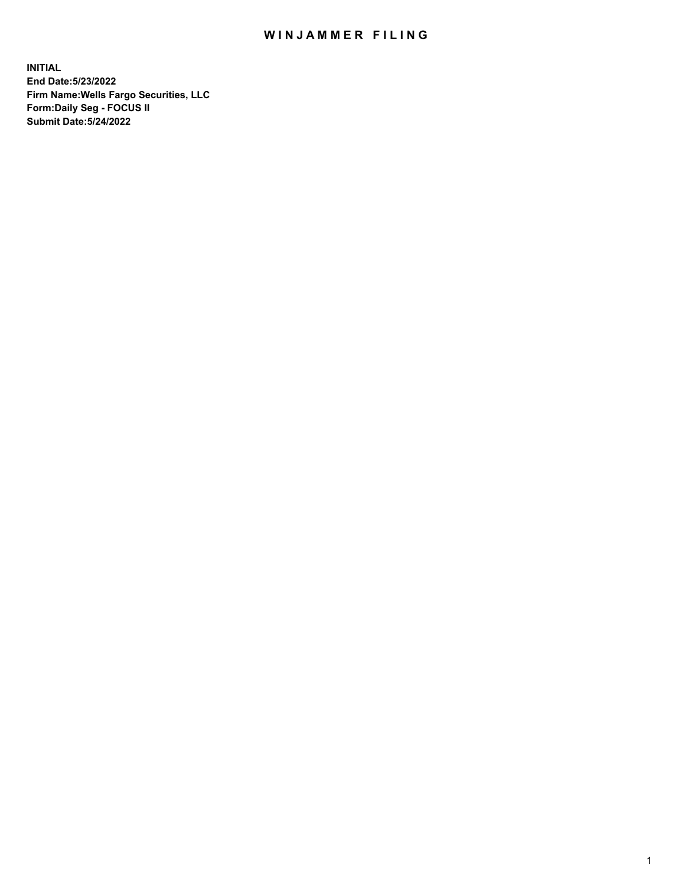# WINJAMMER FILING

**INITIAL**
**End Date:5/23/2022**
**Firm Name:Wells Fargo Securities, LLC**
**Form:Daily Seg - FOCUS II**
**Submit Date:5/24/2022**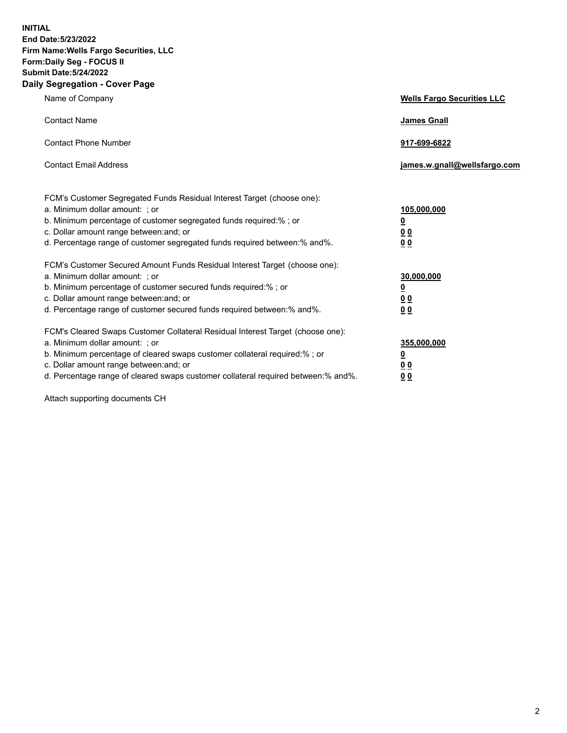**INITIAL**
**End Date:5/23/2022**
**Firm Name:Wells Fargo Securities, LLC**
**Form:Daily Seg - FOCUS II**
**Submit Date:5/24/2022**

## Daily Segregation - Cover Page

| | |
|---|---|
| Name of Company | **Wells Fargo Securities LLC** |
| Contact Name | **James Gnall** |
| Contact Phone Number | **917-699-6822** |
| Contact Email Address | **james.w.gnall@wellsfargo.com** |

| | |
|---|---|
| FCM's Customer Segregated Funds Residual Interest Target (choose one): | |
| a. Minimum dollar amount: ; or | **105,000,000** |
| b. Minimum percentage of customer segregated funds required:% ; or | **0** |
| c. Dollar amount range between:and; or | **0 0** |
| d. Percentage range of customer segregated funds required between:% and%. | **0 0** |
| FCM's Customer Secured Amount Funds Residual Interest Target (choose one): | |
| a. Minimum dollar amount: ; or | **30,000,000** |
| b. Minimum percentage of customer secured funds required:% ; or | **0** |
| c. Dollar amount range between:and; or | **0 0** |
| d. Percentage range of customer secured funds required between:% and%. | **0 0** |
| FCM's Cleared Swaps Customer Collateral Residual Interest Target (choose one): | |
| a. Minimum dollar amount: ; or | **355,000,000** |
| b. Minimum percentage of cleared swaps customer collateral required:% ; or | **0** |
| c. Dollar amount range between:and; or | **0 0** |
| d. Percentage range of cleared swaps customer collateral required between:% and%. | **0 0** |

Attach supporting documents CH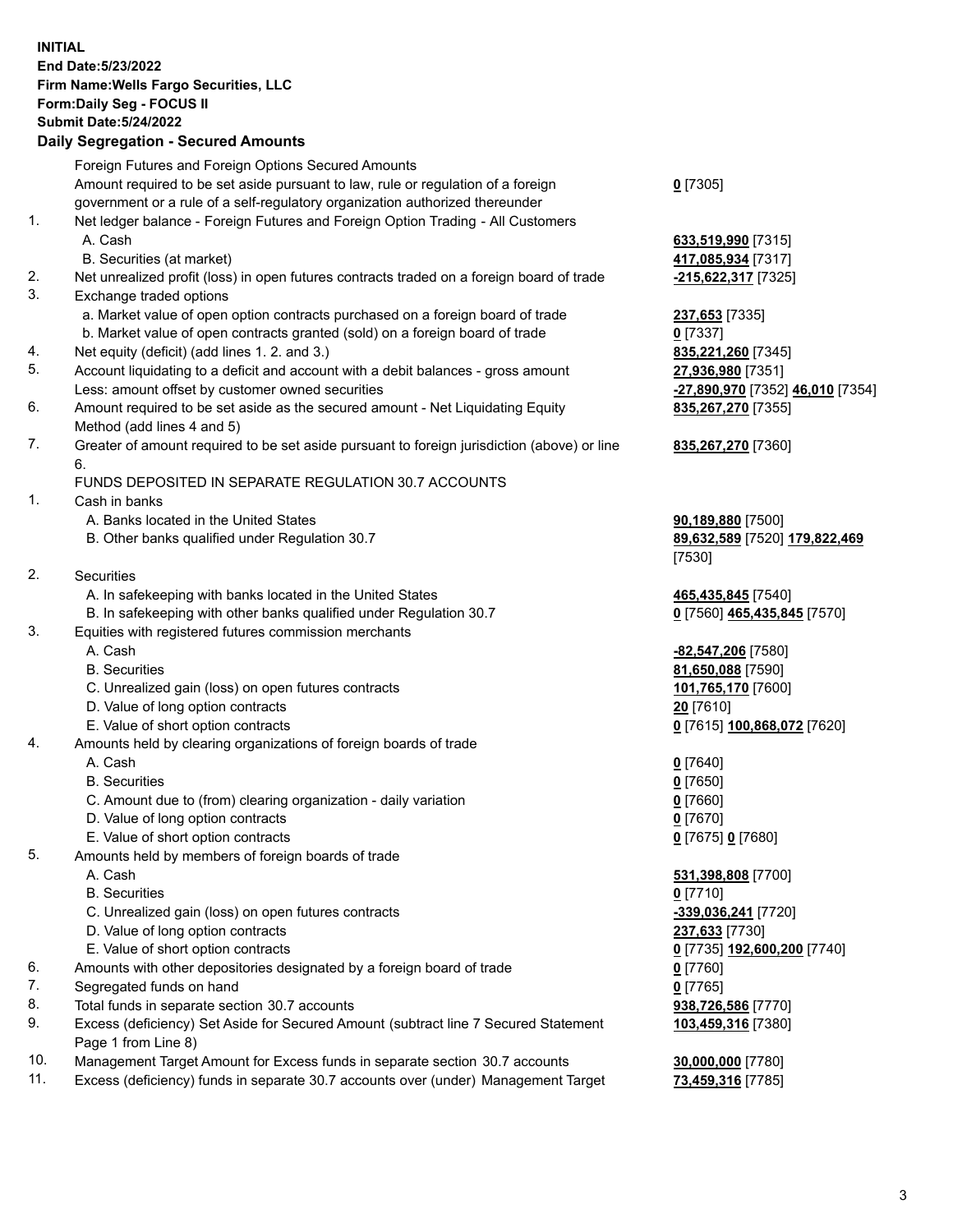**INITIAL**
**End Date:5/23/2022**
**Firm Name:Wells Fargo Securities, LLC**
**Form:Daily Seg - FOCUS II**
**Submit Date:5/24/2022**

## Daily Segregation - Secured Amounts

| | | |
|---|---|---|
| | Foreign Futures and Foreign Options Secured Amounts | |
| | Amount required to be set aside pursuant to law, rule or regulation of a foreign government or a rule of a self-regulatory organization authorized thereunder | **0** [7305] |
| 1. | Net ledger balance - Foreign Futures and Foreign Option Trading - All Customers | |
| | A. Cash | **633,519,990** [7315] |
| | B. Securities (at market) | **417,085,934** [7317] |
| 2. | Net unrealized profit (loss) in open futures contracts traded on a foreign board of trade | **-215,622,317** [7325] |
| 3. | Exchange traded options | |
| | a. Market value of open option contracts purchased on a foreign board of trade | **237,653** [7335] |
| | b. Market value of open contracts granted (sold) on a foreign board of trade | **0** [7337] |
| 4. | Net equity (deficit) (add lines 1. 2. and 3.) | **835,221,260** [7345] |
| 5. | Account liquidating to a deficit and account with a debit balances - gross amount | **27,936,980** [7351] |
| | Less: amount offset by customer owned securities | **-27,890,970** [7352] **46,010** [7354] |
| 6. | Amount required to be set aside as the secured amount - Net Liquidating Equity Method (add lines 4 and 5) | **835,267,270** [7355] |
| 7. | Greater of amount required to be set aside pursuant to foreign jurisdiction (above) or line 6. | **835,267,270** [7360] |
| | FUNDS DEPOSITED IN SEPARATE REGULATION 30.7 ACCOUNTS | |
| 1. | Cash in banks | |
| | A. Banks located in the United States | **90,189,880** [7500] |
| | B. Other banks qualified under Regulation 30.7 | **89,632,589** [7520] **179,822,469** [7530] |
| 2. | Securities | |
| | A. In safekeeping with banks located in the United States | **465,435,845** [7540] |
| | B. In safekeeping with other banks qualified under Regulation 30.7 | **0** [7560] **465,435,845** [7570] |
| 3. | Equities with registered futures commission merchants | |
| | A. Cash | **-82,547,206** [7580] |
| | B. Securities | **81,650,088** [7590] |
| | C. Unrealized gain (loss) on open futures contracts | **101,765,170** [7600] |
| | D. Value of long option contracts | **20** [7610] |
| | E. Value of short option contracts | **0** [7615] **100,868,072** [7620] |
| 4. | Amounts held by clearing organizations of foreign boards of trade | |
| | A. Cash | **0** [7640] |
| | B. Securities | **0** [7650] |
| | C. Amount due to (from) clearing organization - daily variation | **0** [7660] |
| | D. Value of long option contracts | **0** [7670] |
| | E. Value of short option contracts | **0** [7675] **0** [7680] |
| 5. | Amounts held by members of foreign boards of trade | |
| | A. Cash | **531,398,808** [7700] |
| | B. Securities | **0** [7710] |
| | C. Unrealized gain (loss) on open futures contracts | **-339,036,241** [7720] |
| | D. Value of long option contracts | **237,633** [7730] |
| | E. Value of short option contracts | **0** [7735] **192,600,200** [7740] |
| 6. | Amounts with other depositories designated by a foreign board of trade | **0** [7760] |
| 7. | Segregated funds on hand | **0** [7765] |
| 8. | Total funds in separate section 30.7 accounts | **938,726,586** [7770] |
| 9. | Excess (deficiency) Set Aside for Secured Amount (subtract line 7 Secured Statement Page 1 from Line 8) | **103,459,316** [7380] |
| 10. | Management Target Amount for Excess funds in separate section 30.7 accounts | **30,000,000** [7780] |
| 11. | Excess (deficiency) funds in separate 30.7 accounts over (under) Management Target | **73,459,316** [7785] |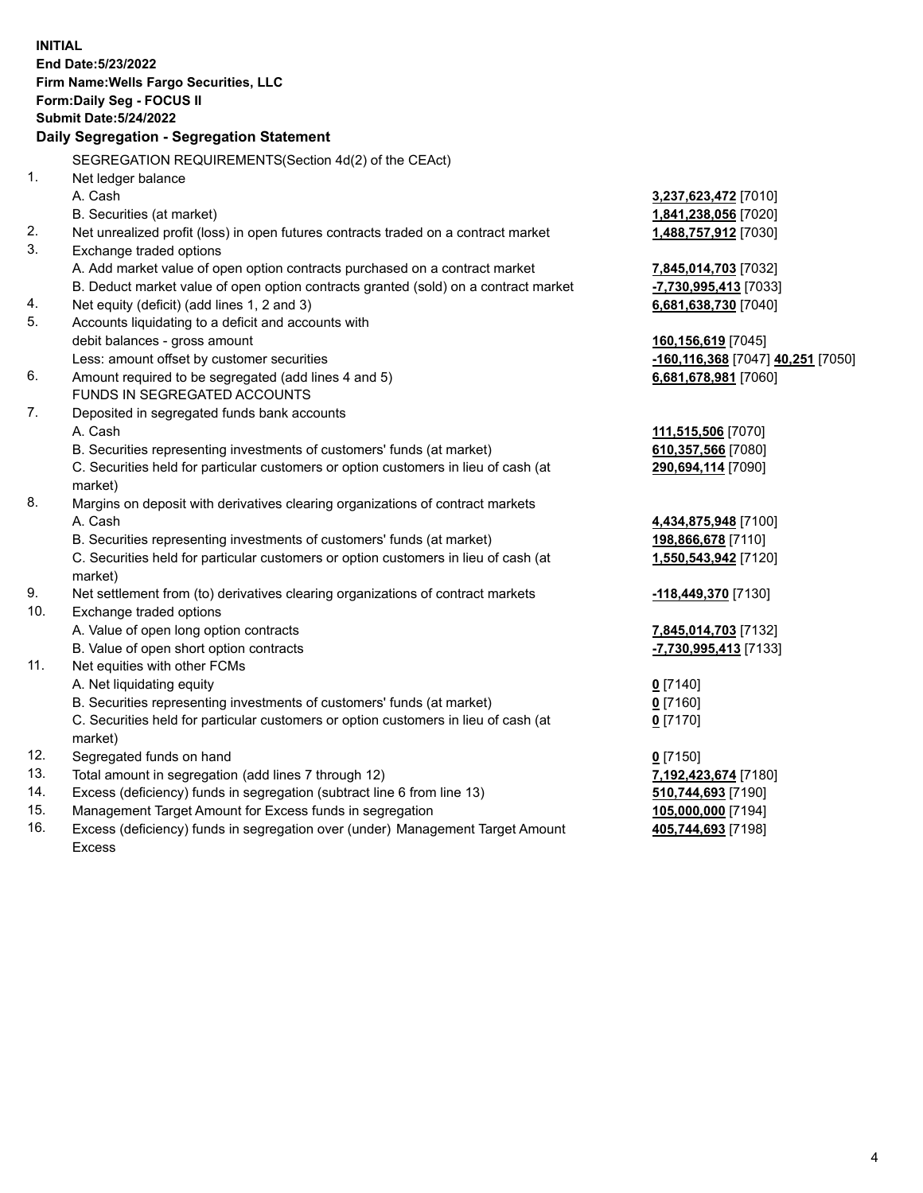**INITIAL**
**End Date:5/23/2022**
**Firm Name:Wells Fargo Securities, LLC**
**Form:Daily Seg - FOCUS II**
**Submit Date:5/24/2022**

## Daily Segregation - Segregation Statement

SEGREGATION REQUIREMENTS(Section 4d(2) of the CEAct)

| | | |
|---|---|---|
| 1. | Net ledger balance | |
| | A. Cash | **3,237,623,472** [7010] |
| | B. Securities (at market) | **1,841,238,056** [7020] |
| 2. | Net unrealized profit (loss) in open futures contracts traded on a contract market | **1,488,757,912** [7030] |
| 3. | Exchange traded options | |
| | A. Add market value of open option contracts purchased on a contract market | **7,845,014,703** [7032] |
| | B. Deduct market value of open option contracts granted (sold) on a contract market | **-7,730,995,413** [7033] |
| 4. | Net equity (deficit) (add lines 1, 2 and 3) | **6,681,638,730** [7040] |
| 5. | Accounts liquidating to a deficit and accounts with debit balances - gross amount | **160,156,619** [7045] |
| | Less: amount offset by customer securities | **-160,116,368** [7047] **40,251** [7050] |
| 6. | Amount required to be segregated (add lines 4 and 5) | **6,681,678,981** [7060] |
| | FUNDS IN SEGREGATED ACCOUNTS | |
| 7. | Deposited in segregated funds bank accounts | |
| | A. Cash | **111,515,506** [7070] |
| | B. Securities representing investments of customers' funds (at market) | **610,357,566** [7080] |
| | C. Securities held for particular customers or option customers in lieu of cash (at market) | **290,694,114** [7090] |
| 8. | Margins on deposit with derivatives clearing organizations of contract markets | |
| | A. Cash | **4,434,875,948** [7100] |
| | B. Securities representing investments of customers' funds (at market) | **198,866,678** [7110] |
| | C. Securities held for particular customers or option customers in lieu of cash (at market) | **1,550,543,942** [7120] |
| 9. | Net settlement from (to) derivatives clearing organizations of contract markets | **-118,449,370** [7130] |
| 10. | Exchange traded options | |
| | A. Value of open long option contracts | **7,845,014,703** [7132] |
| | B. Value of open short option contracts | **-7,730,995,413** [7133] |
| 11. | Net equities with other FCMs | |
| | A. Net liquidating equity | **0** [7140] |
| | B. Securities representing investments of customers' funds (at market) | **0** [7160] |
| | C. Securities held for particular customers or option customers in lieu of cash (at market) | **0** [7170] |
| 12. | Segregated funds on hand | **0** [7150] |
| 13. | Total amount in segregation (add lines 7 through 12) | **7,192,423,674** [7180] |
| 14. | Excess (deficiency) funds in segregation (subtract line 6 from line 13) | **510,744,693** [7190] |
| 15. | Management Target Amount for Excess funds in segregation | **105,000,000** [7194] |
| 16. | Excess (deficiency) funds in segregation over (under) Management Target Amount Excess | **405,744,693** [7198] |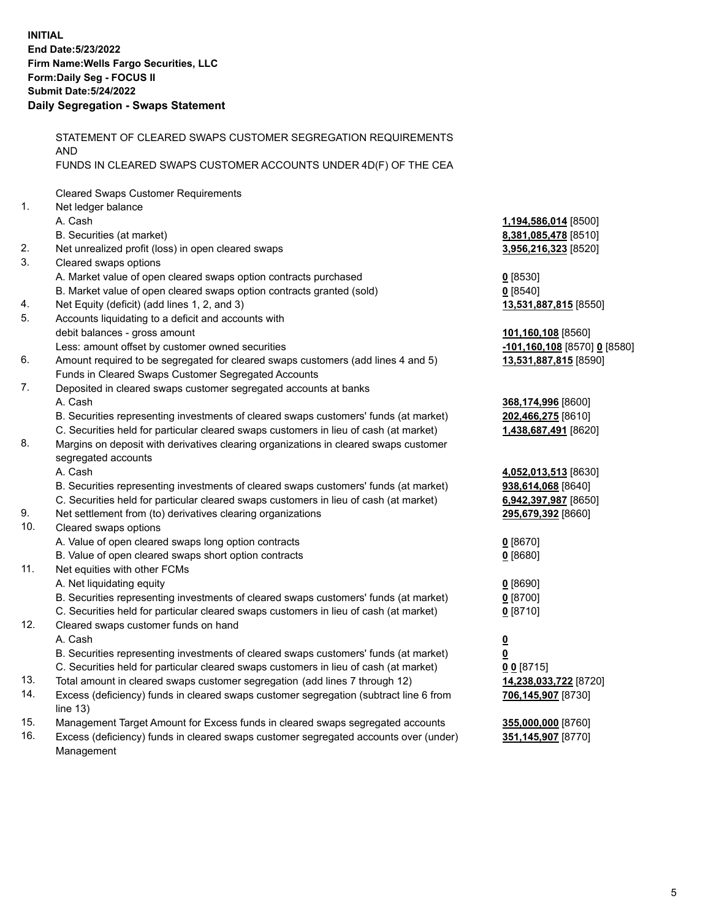**INITIAL**
**End Date:5/23/2022**
**Firm Name:Wells Fargo Securities, LLC**
**Form:Daily Seg - FOCUS II**
**Submit Date:5/24/2022**
**Daily Segregation - Swaps Statement**

STATEMENT OF CLEARED SWAPS CUSTOMER SEGREGATION REQUIREMENTS AND
FUNDS IN CLEARED SWAPS CUSTOMER ACCOUNTS UNDER 4D(F) OF THE CEA

| | | |
|---|---|---|
| | Cleared Swaps Customer Requirements | |
| 1. | Net ledger balance | |
| | A. Cash | **1,194,586,014** [8500] |
| | B. Securities (at market) | **8,381,085,478** [8510] |
| 2. | Net unrealized profit (loss) in open cleared swaps | **3,956,216,323** [8520] |
| 3. | Cleared swaps options | |
| | A. Market value of open cleared swaps option contracts purchased | **0** [8530] |
| | B. Market value of open cleared swaps option contracts granted (sold) | **0** [8540] |
| 4. | Net Equity (deficit) (add lines 1, 2, and 3) | **13,531,887,815** [8550] |
| 5. | Accounts liquidating to a deficit and accounts with debit balances - gross amount | **101,160,108** [8560] |
| | Less: amount offset by customer owned securities | **-101,160,108** [8570] **0** [8580] |
| 6. | Amount required to be segregated for cleared swaps customers (add lines 4 and 5) | **13,531,887,815** [8590] |
| | Funds in Cleared Swaps Customer Segregated Accounts | |
| 7. | Deposited in cleared swaps customer segregated accounts at banks | |
| | A. Cash | **368,174,996** [8600] |
| | B. Securities representing investments of cleared swaps customers' funds (at market) | **202,466,275** [8610] |
| | C. Securities held for particular cleared swaps customers in lieu of cash (at market) | **1,438,687,491** [8620] |
| 8. | Margins on deposit with derivatives clearing organizations in cleared swaps customer segregated accounts | |
| | A. Cash | **4,052,013,513** [8630] |
| | B. Securities representing investments of cleared swaps customers' funds (at market) | **938,614,068** [8640] |
| | C. Securities held for particular cleared swaps customers in lieu of cash (at market) | **6,942,397,987** [8650] |
| 9. | Net settlement from (to) derivatives clearing organizations | **295,679,392** [8660] |
| 10. | Cleared swaps options | |
| | A. Value of open cleared swaps long option contracts | **0** [8670] |
| | B. Value of open cleared swaps short option contracts | **0** [8680] |
| 11. | Net equities with other FCMs | |
| | A. Net liquidating equity | **0** [8690] |
| | B. Securities representing investments of cleared swaps customers' funds (at market) | **0** [8700] |
| | C. Securities held for particular cleared swaps customers in lieu of cash (at market) | **0** [8710] |
| 12. | Cleared swaps customer funds on hand | |
| | A. Cash | **0** |
| | B. Securities representing investments of cleared swaps customers' funds (at market) | **0** |
| | C. Securities held for particular cleared swaps customers in lieu of cash (at market) | **0** **0** [8715] |
| 13. | Total amount in cleared swaps customer segregation (add lines 7 through 12) | **14,238,033,722** [8720] |
| 14. | Excess (deficiency) funds in cleared swaps customer segregation (subtract line 6 from line 13) | **706,145,907** [8730] |
| 15. | Management Target Amount for Excess funds in cleared swaps segregated accounts | **355,000,000** [8760] |
| 16. | Excess (deficiency) funds in cleared swaps customer segregated accounts over (under) Management | **351,145,907** [8770] |